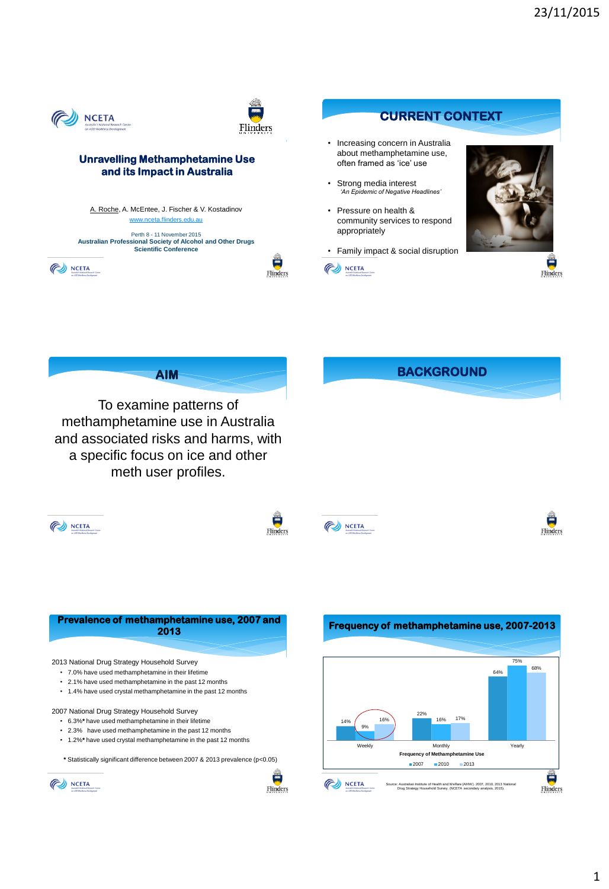# Unravelling Methamphetamine Use and its Impact in Australia

A. Roche, A. McEntee, J. Fischer & V. Kostadinov
www.nceta.flinders.edu.au

Perth 8 - 11 November 2015
**Australian Professional Society of Alcohol and Other Drugs Scientific Conference**

## CURRENT CONTEXT

- Increasing concern in Australia about methamphetamine use, often framed as 'ice' use
- Strong media interest
  *'An Epidemic of Negative Headlines'*
- Pressure on health & community services to respond appropriately
- Family impact & social disruption

## AIM

To examine patterns of methamphetamine use in Australia and associated risks and harms, with a specific focus on ice and other meth user profiles.

## BACKGROUND

## Prevalence of methamphetamine use, 2007 and 2013

2013 National Drug Strategy Household Survey

- 7.0% have used methamphetamine in their lifetime
- 2.1% have used methamphetamine in the past 12 months
- 1.4% have used crystal methamphetamine in the past 12 months

2007 National Drug Strategy Household Survey

- 6.3%* have used methamphetamine in their lifetime
- 2.3% have used methamphetamine in the past 12 months
- 1.2%* have used crystal methamphetamine in the past 12 months

**\*** Statistically significant difference between 2007 & 2013 prevalence ($p<0.05$)

## Frequency of methamphetamine use, 2007-2013

| Frequency of Methamphetamine Use | 2007 | 2010 | 2013 |
|---|---|---|---|
| Weekly | 14% | 9% | 16% |
| Monthly | 22% | 16% | 17% |
| Yearly | 64% | 75% | 68% |

Source: Australian Institute of Health and Welfare (AIHW). 2007, 2010, 2013 National Drug Strategy Household Survey. (NCETA secondary analysis, 2015).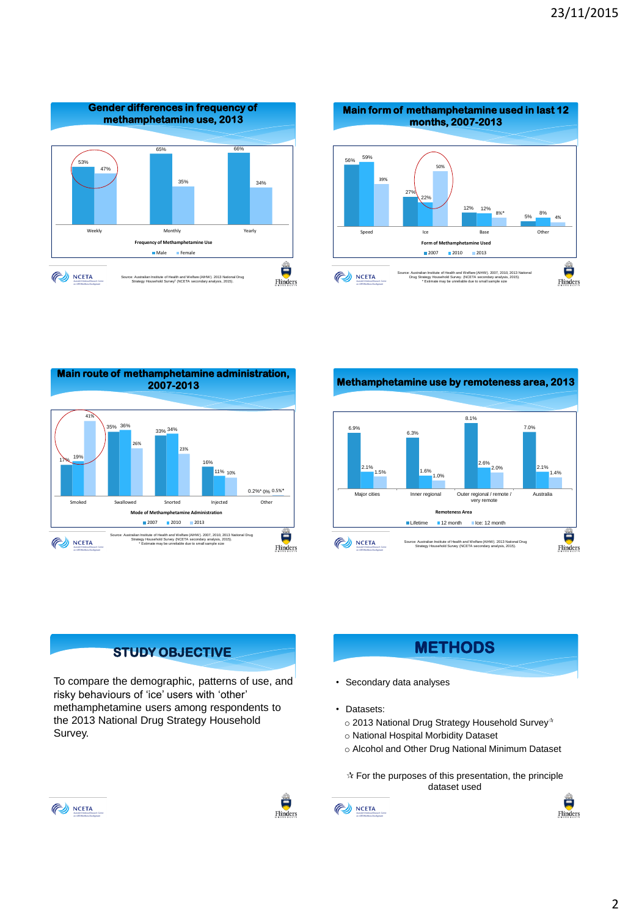## Gender differences in frequency of methamphetamine use, 2013

| Frequency of Methamphetamine Use | Male | Female |
|---|---|---|
| Weekly | 53% | 47% |
| Monthly | 65% | 35% |
| Yearly | 66% | 34% |

Source: Australian Institute of Health and Welfare (AIHW). 2013 National Drug Strategy Household Survey (NCETA secondary analysis, 2015).

## Main form of methamphetamine used in last 12 months, 2007-2013

| Form of Methamphetamine Used | 2007 | 2010 | 2013 |
|---|---|---|---|
| Speed | 56% | 59% | 39% |
| Ice | 27% | 22% | 50% |
| Base | 12% | 12% | 8%* |
| Other | 5% | 8% | 4% |

Source: Australian Institute of Health and Welfare (AIHW). 2007, 2010, 2013 National Drug Strategy Household Survey. (NCETA secondary analysis, 2015).
* Estimate may be unreliable due to small sample size

## Main route of methamphetamine administration, 2007-2013

| Mode of Methamphetamine Administration | 2007 | 2010 | 2013 |
|---|---|---|---|
| Smoked | 17% | 19% | 41% |
| Swallowed | 35% | 36% | 26% |
| Snorted | 33% | 34% | 23% |
| Injected | 16% | 11% | 10% |
| Other | 0.2%* | 0% | 0.5%* |

Source: Australian Institute of Health and Welfare (AIHW). 2007, 2010, 2013 National Drug Strategy Household Survey (NCETA secondary analysis, 2015).
* Estimate may be unreliable due to small sample size

## Methamphetamine use by remoteness area, 2013

| Remoteness Area | Lifetime | 12 month | Ice: 12 month |
|---|---|---|---|
| Major cities | 6.9% | 2.1% | 1.5% |
| Inner regional | 6.3% | 1.6% | 1.0% |
| Outer regional / remote / very remote | 8.1% | 2.6% | 2.0% |
| Australia | 7.0% | 2.1% | 1.4% |

Source: Australian Institute of Health and Welfare (AIHW). 2013 National Drug Strategy Household Survey (NCETA secondary analysis, 2015).

## STUDY OBJECTIVE

To compare the demographic, patterns of use, and risky behaviours of 'ice' users with 'other' methamphetamine users among respondents to the 2013 National Drug Strategy Household Survey.

## METHODS

- Secondary data analyses
- Datasets:
  - 2013 National Drug Strategy Household Survey✰
  - National Hospital Morbidity Dataset
  - Alcohol and Other Drug National Minimum Dataset

✰ For the purposes of this presentation, the principle dataset used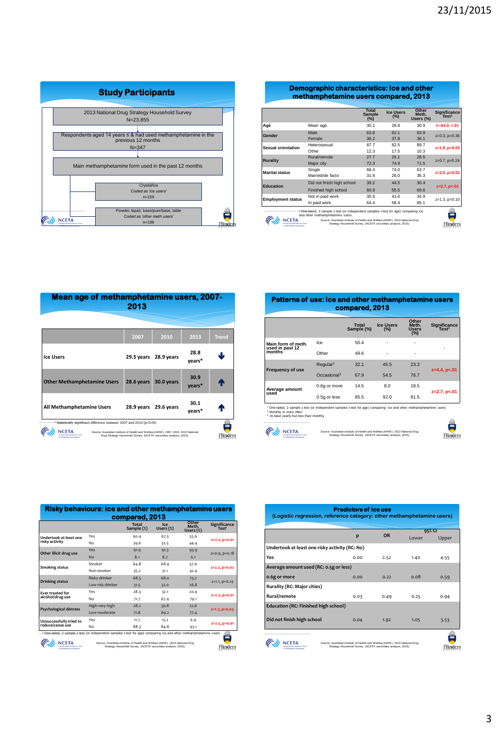## Study Participants

2013 National Drug Strategy Household Survey
N=23,855

Respondents aged 14 years ≤ & had used methamphetamine in the previous 12 months
N=347

Main methamphetamine form used in the past 12 months

Crystal/ice
*Coded as 'ice users'*
n=159

Powder, liquid, base/pure/base, table
*Coded as 'other meth users'*
n=188

## Demographic characteristics: Ice and other methamphetamine users compared, 2013

| | | Total Sample (%) | Ice Users (%) | Other Meth. Users (%) | Significance Test[1] |
|---|---|---|---|---|---|
| Age | Mean age | 30.1 | 28.8 | 30.9 | t=-64.0, <.01 |
| Gender | Male | 63.8 | 62.1 | 63.9 | z=0.3, p=0.36 |
| | Female | 36.2 | 37.9 | 36.1 | |
| Sexual orientation | Heterosexual | 87.7 | 82.5 | 89.7 | z=1.9, p=0.03 |
| | Other | 12.3 | 17.5 | 10.3 | |
| Rurality | Rural/remote | 27.7 | 25.1 | 28.5 | z=0.7, p=0.24 |
| | Major city | 72.3 | 74.9 | 71.5 | |
| Marital status | Single | 68.4 | 74.0 | 63.7 | z=2.0, p=0.02 |
| | Married/de facto | 31.6 | 26.0 | 36.3 | |
| Education | Did not finish high school | 39.2 | 44.5 | 30.4 | z=2.7, p<.01 |
| | Finished high school | 60.8 | 55.5 | 69.6 | |
| Employment status | Not in paid work | 35.6 | 41.6 | 34.9 | z=1.3, p=0.10 |
| | In paid work | 64.4 | 58.4 | 65.1 | |

[1] One-tailed, 2 sample z test (or independent samples t-test for age) comparing ice and other methamphetamine users

Source: Australian Institute of Health and Welfare (AIHW). 2013 National Drug Strategy Household Survey. (NCETA secondary analysis, 2015).

## Mean age of methamphetamine users, 2007-2013

| | 2007 | 2010 | 2013 | Trend |
|---|---|---|---|---|
| Ice Users | 29.5 years | 28.9 years | 28.8 years* | ↓ |
| Other Methamphetamine Users | 28.6 years | 30.0 years | 30.9 years* | ↑ |
| All Methamphetamine Users | 28.9 years | 29.6 years | 30.1 years* | ↑ |

* Statistically significant difference between 2007 and 2013 (p<0.05)

Source: Australian Institute of Health and Welfare (AIHW). 2007, 2010, 2013 National Drug Strategy Household Survey. (NCETA secondary analysis, 2015).

## Patterns of use: Ice and other methamphetamine users compared, 2013

| | | Total Sample (%) | Ice Users (%) | Other Meth. Users (%) | Significance Test[1] |
|---|---|---|---|---|---|
| Main form of meth. used in past 12 months | Ice | 50.4 | - | - | - |
| | Other | 49.6 | - | - | |
| Frequency of use | Regular[2] | 32.1 | 45.5 | 23.3 | z=4.4, p<.01 |
| | Occasional[3] | 67.9 | 54.5 | 76.7 | |
| Average amount used | 0.6g or more | 14.5 | 8.0 | 18.5 | z=2.7, p<.01 |
| | 0.5g or less | 85.5 | 92.0 | 81.5 | |

[1] One-tailed, 2 sample z test (or independent samples t-test for age) comparing ice and other methamphetamine users
[2] Monthly or more often
[3] At least yearly but less than monthly

Source: Australian Institute of Health and Welfare (AIHW). 2013 National Drug Strategy Household Survey. (NCETA secondary analysis, 2015).

## Risky behaviours: Ice and other methamphetamine users compared, 2013

| | | Total Sample (%) | Ice Users (%) | Other Meth. Users (%) | Significance Test[1] |
|---|---|---|---|---|---|
| Undertook at least one risky activity | Yes | 60.4 | 67.5 | 55.6 | z=2.2, p=0.01 |
| | No | 39.6 | 32.5 | 44.4 | |
| Other illicit drug use | Yes | 91.9 | 91.3 | 93.9 | z=0.9, p=0.18 |
| | No | 8.1 | 8.7 | 6.1 | |
| Smoking status | Smoker | 64.8 | 68.9 | 57.6 | z=2.2, p=0.02 |
| | Non-smoker | 35.2 | 31.1 | 42.4 | |
| Drinking status | Risky drinker | 68.5 | 68.0 | 73.2 | z=1.1, p=0.14 |
| | Low risk drinker | 31.5 | 32.0 | 26.8 | |
| Ever treated for alcohol/drug use | Yes | 28.3 | 32.1 | 20.9 | z=2.2, p=0.01 |
| | No | 71.7 | 67.9 | 79.1 | |
| Psychological distress | High-very high | 28.2 | 30.8 | 22.6 | z=1.7, p=0.04 |
| | Low-moderate | 71.8 | 69.2 | 77.4 | |
| Unsuccessfully tried to reduce/cease use | Yes | 11.7 | 15.2 | 6.9 | z=2.5, p=0.01 |
| | No | 88.3 | 84.8 | 93.1 | |

[1] One-tailed, 2 sample z test (or independent samples t-test for age) comparing ice and other methamphetamine users

Source: Australian Institute of Health and Welfare (AIHW). 2013 National Drug Strategy Household Survey. (NCETA secondary analysis, 2015).

## Predictors of ice use
### (Logistic regression, reference category: other methamphetamine users)

| | p | OR | 95% CI Lower | 95% CI Upper |
|---|---|---|---|---|
| **Undertook at least one risky activity (RC: No)** | | | | |
| Yes | 0.00 | 2.52 | 1.40 | 4.55 |
| **Average amount used (RC: 0.5g or less)** | | | | |
| 0.6g or more | 0.00 | 0.22 | 0.08 | 0.59 |
| **Rurality (RC: Major cities)** | | | | |
| Rural/remote | 0.03 | 0.49 | 0.25 | 0.94 |
| **Education (RC: Finished high school)** | | | | |
| Did not finish high school | 0.04 | 1.92 | 1.05 | 3.53 |

Source: Australian Institute of Health and Welfare (AIHW). 2013 National Drug Strategy Household Survey. (NCETA secondary analysis, 2015).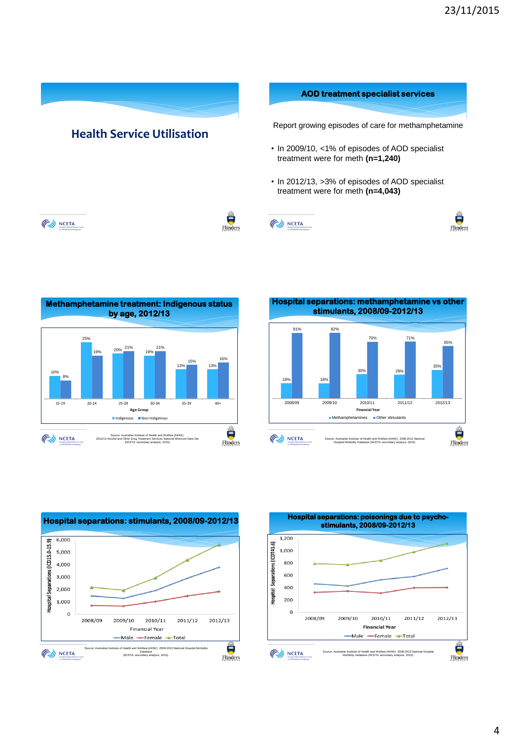## Health Service Utilisation

## AOD treatment specialist services

Report growing episodes of care for methamphetamine

- In 2009/10, <1% of episodes of AOD specialist treatment were for meth **(n=1,240)**
- In 2012/13, >3% of episodes of AOD specialist treatment were for meth **(n=4,043)**

## Methamphetamine treatment: Indigenous status by age, 2012/13

| Age Group | Indigenous | Non-Indigenous |
|---|---|---|
| 15-19 | 10% | 8% |
| 20-24 | 25% | 19% |
| 25-29 | 20% | 21% |
| 30-34 | 19% | 21% |
| 35-39 | 13% | 15% |
| 40+ | 13% | 16% |

Source: Australian Institute of Health and Welfare (AIHW). 2012/13 Alcohol and Other Drug Treatment Services National Minimum Data Set (NCETA secondary analysis, 2015).

## Hospital separations: methamphetamine vs other stimulants, 2008/09-2012/13

| Financial Year | Methamphetamines | Other stimulants |
|---|---|---|
| 2008/09 | 19% | 81% |
| 2009/10 | 18% | 82% |
| 2010/11 | 30% | 70% |
| 2011/12 | 29% | 71% |
| 2012/13 | 35% | 65% |

Source: Australian Institute of Health and Welfare (AIHW). 2008-2013 National Hospital Morbidity Database (NCETA secondary analysis, 2015).

## Hospital separations: stimulants, 2008/09-2012/13

Hospital Separations (ICD15.0-15.9) by Financial Year (2008/09 – 2012/13); series: Male, Female, Total.

Source: Australian Institute of Health and Welfare (AIHW). 2008-2013 National Hospital Morbidity Database (NCETA secondary analysis, 2015).

## Hospital separations: poisonings due to psycho-stimulants, 2008/09-2012/13

Hospital Separations (ICDT43.6) by Financial Year (2008/09 – 2012/13); series: Male, Female, Total.

Source: Australian Institute of Health and Welfare (AIHW). 2008-2013 National Hospital Morbidity Database (NCETA secondary analysis, 2015).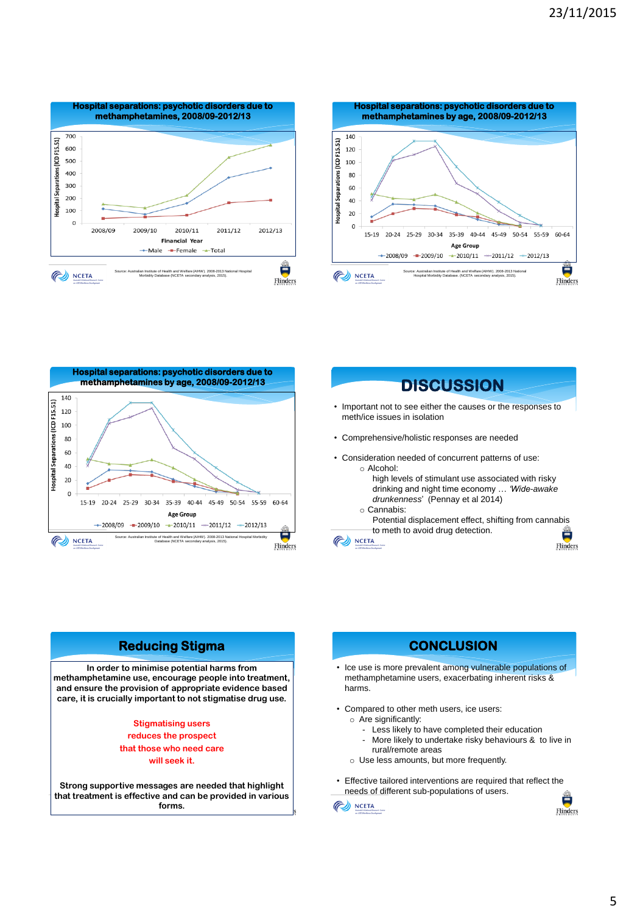## Hospital separations: psychotic disorders due to methamphetamines, 2008/09-2012/13

Source: Australian Institute of Health and Welfare (AIHW). 2008-2013 National Hospital Morbidity Database (NCETA secondary analysis, 2015).

## Hospital separations: psychotic disorders due to methamphetamines by age, 2008/09-2012/13

Source: Australian Institute of Health and Welfare (AIHW). 2008-2013 National Hospital Morbidity Database. (NCETA secondary analysis, 2015).

## Hospital separations: psychotic disorders due to methamphetamines by age, 2008/09-2012/13

Source: Australian Institute of Health and Welfare (AIHW). 2008-2013 National Hospital Morbidity Database (NCETA secondary analysis, 2015).

## DISCUSSION

- Important not to see either the causes or the responses to meth/ice issues in isolation
- Comprehensive/holistic responses are needed
- Consideration needed of concurrent patterns of use:
  - Alcohol:
    high levels of stimulant use associated with risky drinking and night time economy … *'Wide-awake drunkenness*' (Pennay et al 2014)
  - Cannabis:
    Potential displacement effect, shifting from cannabis to meth to avoid drug detection.

## Reducing Stigma

**In order to minimise potential harms from methamphetamine use, encourage people into treatment, and ensure the provision of appropriate evidence based care, it is crucially important to not stigmatise drug use.**

**Stigmatising users reduces the prospect that those who need care will seek it.**

**Strong supportive messages are needed that highlight that treatment is effective and can be provided in various forms.**

## CONCLUSION

- Ice use is more prevalent among vulnerable populations of methamphetamine users, exacerbating inherent risks & harms.
- Compared to other meth users, ice users:
  - Are significantly:
    - Less likely to have completed their education
    - More likely to undertake risky behaviours & to live in rural/remote areas
  - Use less amounts, but more frequently.
- Effective tailored interventions are required that reflect the needs of different sub-populations of users.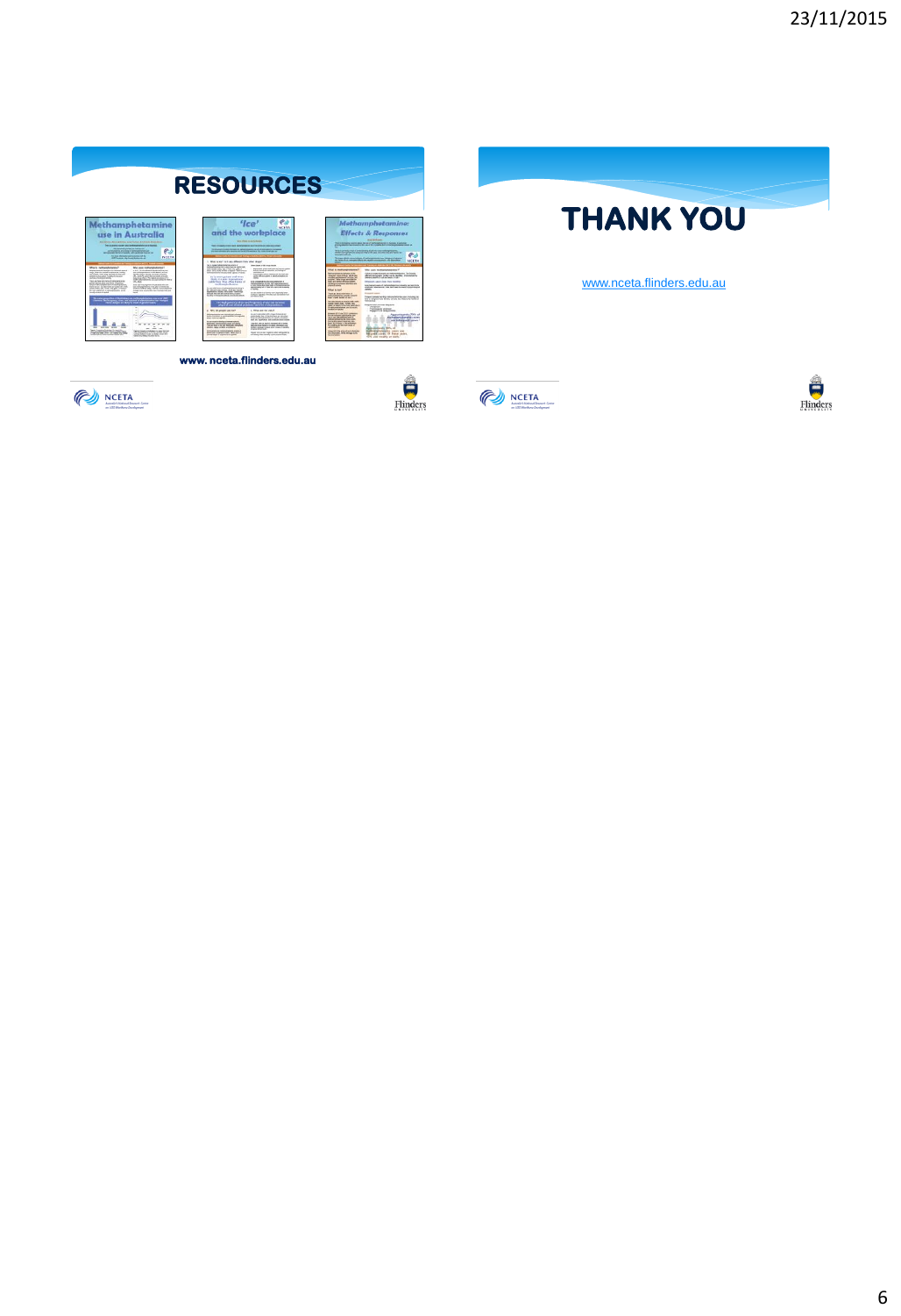## RESOURCES

Methamphetamine use in Australia

'Ice' and the workplace

Methamphetamine: Effects & Responses

www. nceta.flinders.edu.au

## THANK YOU

www.nceta.flinders.edu.au